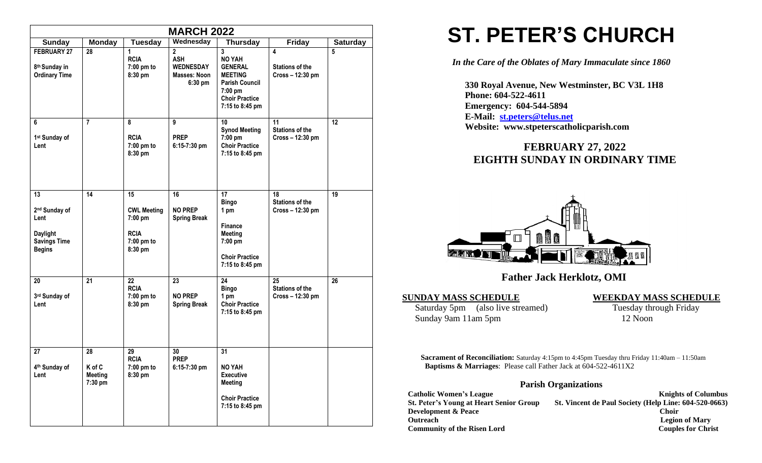| MARCH 2022 | | | | | | |
|---|---|---|---|---|---|---|
| **Sunday** | **Monday** | **Tuesday** | **Wednesday** | **Thursday** | **Friday** | **Saturday** |
| FEBRUARY 27<br>8th Sunday in Ordinary Time | 28 | 1<br>RCIA<br>7:00 pm to 8:30 pm | 2<br>ASH WEDNESDAY<br>Masses: Noon 6:30 pm | 3<br>NO YAH GENERAL MEETING<br>Parish Council 7:00 pm<br>Choir Practice 7:15 to 8:45 pm | 4<br>Stations of the Cross – 12:30 pm | 5 |
| 6<br>1st Sunday of Lent | 7 | 8<br>RCIA<br>7:00 pm to 8:30 pm | 9<br>PREP<br>6:15-7:30 pm | 10<br>Synod Meeting 7:00 pm<br>Choir Practice 7:15 to 8:45 pm | 11<br>Stations of the Cross – 12:30 pm | 12 |
| 13<br>2nd Sunday of Lent<br>Daylight Savings Time Begins | 14 | 15<br>CWL Meeting 7:00 pm<br>RCIA<br>7:00 pm to 8:30 pm | 16<br>NO PREP<br>Spring Break | 17<br>Bingo<br>1 pm<br>Finance Meeting 7:00 pm<br>Choir Practice 7:15 to 8:45 pm | 18<br>Stations of the Cross – 12:30 pm | 19 |
| 20<br>3rd Sunday of Lent | 21 | 22<br>RCIA<br>7:00 pm to 8:30 pm | 23<br>NO PREP<br>Spring Break | 24<br>Bingo<br>1 pm<br>Choir Practice 7:15 to 8:45 pm | 25<br>Stations of the Cross – 12:30 pm | 26 |
| 27<br>4th Sunday of Lent | 28<br>K of C Meeting 7:30 pm | 29<br>RCIA<br>7:00 pm to 8:30 pm | 30<br>PREP<br>6:15-7:30 pm | 31<br>NO YAH Executive Meeting<br>Choir Practice 7:15 to 8:45 pm | | |

# ST. PETER'S CHURCH

*In the Care of the Oblates of Mary Immaculate since 1860*

**330 Royal Avenue, New Westminster, BC V3L 1H8**
**Phone: 604-522-4611**
**Emergency: 604-544-5894**
**E-Mail: st.peters@telus.net**
**Website: www.stpeterscatholicparish.com**

## FEBRUARY 27, 2022
## EIGHTH SUNDAY IN ORDINARY TIME

### Father Jack Herklotz, OMI

**SUNDAY MASS SCHEDULE**

Saturday 5pm (also live streamed)
Sunday 9am 11am 5pm

**WEEKDAY MASS SCHEDULE**

Tuesday through Friday
12 Noon

**Sacrament of Reconciliation:** Saturday 4:15pm to 4:45pm Tuesday thru Friday 11:40am – 11:50am
**Baptisms & Marriages**: Please call Father Jack at 604-522-4611X2

### Parish Organizations

**Catholic Women's League**
**St. Peter's Young at Heart Senior Group**
**Development & Peace**
**Outreach**
**Community of the Risen Lord**
**Knights of Columbus**
**St. Vincent de Paul Society (Help Line: 604-520-0663)**
**Choir**
**Legion of Mary**
**Couples for Christ**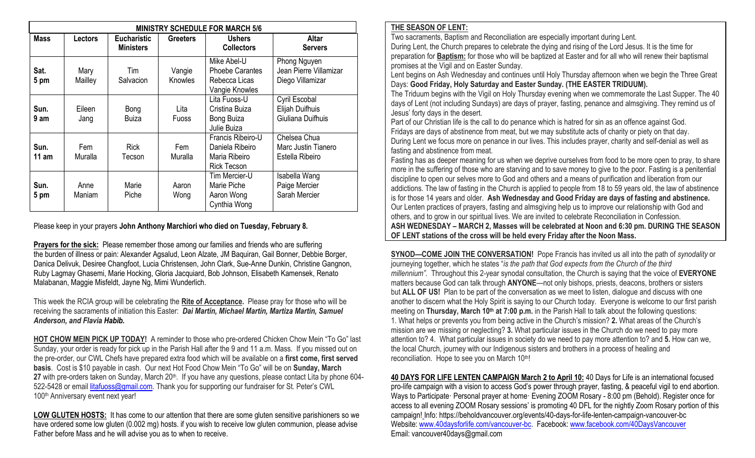| MINISTRY SCHEDULE FOR MARCH 5/6 | | | | | |
|---|---|---|---|---|---|
| **Mass** | **Lectors** | **Eucharistic Ministers** | **Greeters** | **Ushers Collectors** | **Altar Servers** |
| **Sat. 5 pm** | Mary Mailley | Tim Salvacion | Vangie Knowles | Mike Abel-U<br>Phoebe Carantes<br>Rebecca Licas<br>Vangie Knowles | Phong Nguyen<br>Jean Pierre Villamizar<br>Diego Villamizar |
| **Sun. 9 am** | Eileen Jang | Bong Buiza | Lita Fuoss | Lita Fuoss-U<br>Cristina Buiza<br>Bong Buiza<br>Julie Buiza | Cyril Escobal<br>Elijah Duifhuis<br>Giuliana Duifhuis |
| **Sun. 11 am** | Fem Muralla | Rick Tecson | Fem Muralla | Francis Ribeiro-U<br>Daniela Ribeiro<br>Maria Ribeiro<br>Rick Tecson | Chelsea Chua<br>Marc Justin Tianero<br>Estella Ribeiro |
| **Sun. 5 pm** | Anne Maniam | Marie Piche | Aaron Wong | Tim Mercier-U<br>Marie Piche<br>Aaron Wong<br>Cynthia Wong | Isabella Wang<br>Paige Mercier<br>Sarah Mercier |

Please keep in your prayers **John Anthony Marchiori who died on Tuesday, February 8.**

**Prayers for the sick:** Please remember those among our families and friends who are suffering the burden of illness or pain: Alexander Agsalud, Leon Alzate, JM Baquiran, Gail Bonner, Debbie Borger, Danica Delivuk, Desiree Changfoot, Lucia Christensen, John Clark, Sue-Anne Dunkin, Christine Gangnon, Ruby Lagmay Ghasemi, Marie Hocking, Gloria Jacquiard, Bob Johnson, Elisabeth Kamensek, Renato Malabanan, Maggie Misfeldt, Jayne Ng, Mimi Wunderlich.

This week the RCIA group will be celebrating the **Rite of Acceptance.** Please pray for those who will be receiving the sacraments of initiation this Easter: ***Dai Martin, Michael Martin, Martiza Martin, Samuel Anderson, and Flavia Habib.***

**HOT CHOW MEIN PICK UP TODAY!** A reminder to those who pre-ordered Chicken Chow Mein "To Go" last Sunday, your order is ready for pick up in the Parish Hall after the 9 and 11 a.m. Mass. If you missed out on the pre-order, our CWL Chefs have prepared extra food which will be available on a **first come, first served basis**. Cost is $10 payable in cash. Our next Hot Food Chow Mein "To Go" will be on **Sunday, March 27** with pre-orders taken on Sunday, March 20th. If you have any questions, please contact Lita by phone 604-522-5428 or email litafuoss@gmail.com. Thank you for supporting our fundraiser for St. Peter's CWL 100th Anniversary event next year!

**LOW GLUTEN HOSTS:** It has come to our attention that there are some gluten sensitive parishioners so we have ordered some low gluten (0.002 mg) hosts. if you wish to receive low gluten communion, please advise Father before Mass and he will advise you as to when to receive.

**THE SEASON OF LENT:**

Two sacraments, Baptism and Reconciliation are especially important during Lent.

During Lent, the Church prepares to celebrate the dying and rising of the Lord Jesus. It is the time for preparation for **Baptism:** for those who will be baptized at Easter and for all who will renew their baptismal promises at the Vigil and on Easter Sunday.

Lent begins on Ash Wednesday and continues until Holy Thursday afternoon when we begin the Three Great Days: **Good Friday, Holy Saturday and Easter Sunday. (THE EASTER TRIDUUM).**

The Triduum begins with the Vigil on Holy Thursday evening when we commemorate the Last Supper. The 40 days of Lent (not including Sundays) are days of prayer, fasting, penance and almsgiving. They remind us of Jesus' forty days in the desert.

Part of our Christian life is the call to do penance which is hatred for sin as an offence against God.

Fridays are days of abstinence from meat, but we may substitute acts of charity or piety on that day.

During Lent we focus more on penance in our lives. This includes prayer, charity and self-denial as well as fasting and abstinence from meat.

Fasting has as deeper meaning for us when we deprive ourselves from food to be more open to pray, to share more in the suffering of those who are starving and to save money to give to the poor. Fasting is a penitential discipline to open our selves more to God and others and a means of purification and liberation from our addictions. The law of fasting in the Church is applied to people from 18 to 59 years old, the law of abstinence is for those 14 years and older. **Ash Wednesday and Good Friday are days of fasting and abstinence.**

Our Lenten practices of prayers, fasting and almsgiving help us to improve our relationship with God and others, and to grow in our spiritual lives. We are invited to celebrate Reconciliation in Confession.

**ASH WEDNESDAY – MARCH 2, Masses will be celebrated at Noon and 6:30 pm. DURING THE SEASON OF LENT stations of the cross will be held every Friday after the Noon Mass.**

**SYNOD—COME JOIN THE CONVERSATION!** Pope Francis has invited us all into the path of *synodality* or journeying together, which he states "*is the path that God expects from the Church of the third millennium".* Throughout this 2-year synodal consultation, the Church is saying that the voice of **EVERYONE** matters because God can talk through **ANYONE**—not only bishops, priests, deacons, brothers or sisters but **ALL OF US!** Plan to be part of the conversation as we meet to listen, dialogue and discuss with one another to discern what the Holy Spirit is saying to our Church today. Everyone is welcome to our first parish meeting on **Thursday, March 10th at 7:00 p.m.** in the Parish Hall to talk about the following questions: 1. What helps or prevents you from being active in the Church's mission? **2.** What areas of the Church's mission are we missing or neglecting? **3.** What particular issues in the Church do we need to pay more attention to? 4. What particular issues in society do we need to pay more attention to? and **5.** How can we, the local Church, journey with our Indigenous sisters and brothers in a process of healing and reconciliation. Hope to see you on March 10th!

**40 DAYS FOR LIFE LENTEN CAMPAIGN March 2 to April 10:** 40 Days for Life is an international focused pro-life campaign with a vision to access God's power through prayer, fasting, & peaceful vigil to end abortion. Ways to Participate· Personal prayer at home· Evening ZOOM Rosary - 8:00 pm (Behold). Register once for access to all evening ZOOM Rosary sessions' is promoting 40 DFL for the nightly Zoom Rosary portion of this campaign! Info: https://beholdvancouver.org/events/40-days-for-life-lenten-campaign-vancouver-bc
Website: www.40daysforlife.com/vancouver-bc. Facebook: www.facebook.com/40DaysVancouver
Email: vancouver40days@gmail.com